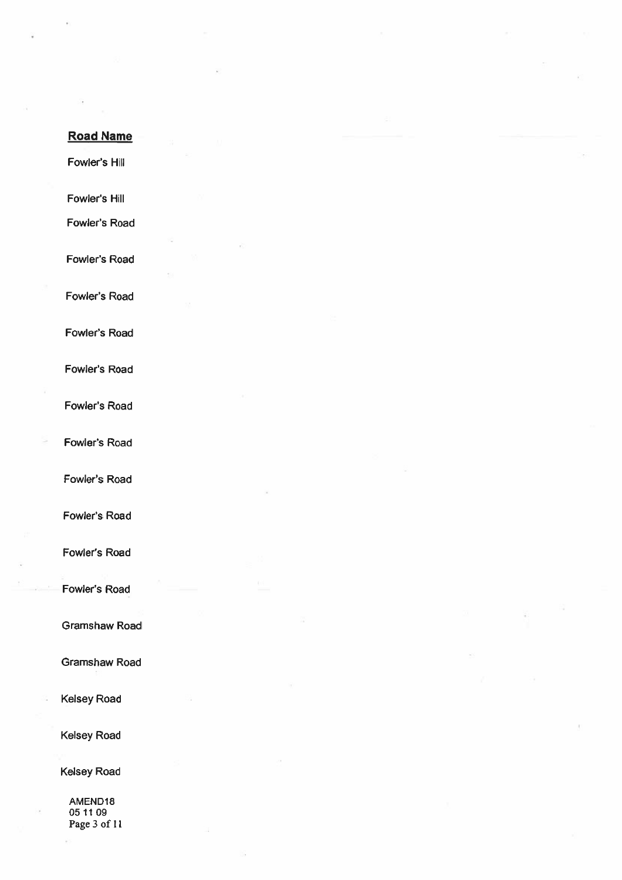**Road Name**

Fowler's Hill

Fowler's Hill

Fowler's Road

Fowler's Road

Fowler's Road

Fowler's Road

Fowler's Road

Fowler's Road

Fowler's Road

Fowler's Road

Fowler's Road

Fowler's Road

Fowler's Road

Gramshaw Road

Gramshaw Road

Kelsey Road

Kelsey Road

Kelsey Road

AMEND18
05 11 09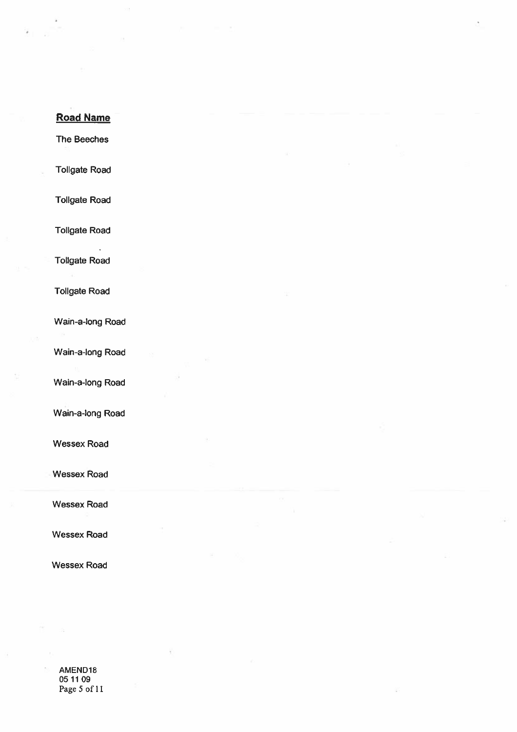**Road Name**

The Beeches

Tollgate Road

Tollgate Road

Tollgate Road

Tollgate Road

Tollgate Road

Wain-a-long Road

Wain-a-long Road

Wain-a-long Road

Wain-a-long Road

Wessex Road

Wessex Road

Wessex Road

Wessex Road

Wessex Road

AMEND18
05 11 09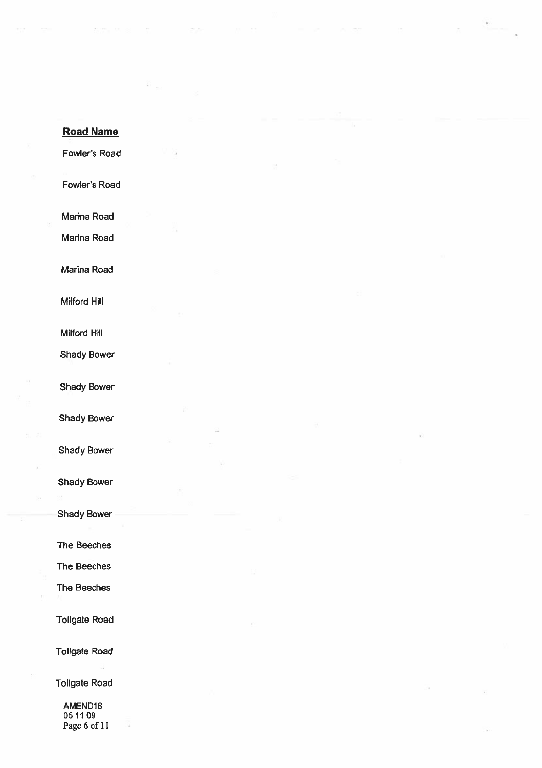**Road Name**

Fowler's Road

Fowler's Road

Marina Road

Marina Road

Marina Road

Milford Hill

Milford Hill

Shady Bower

Shady Bower

Shady Bower

Shady Bower

Shady Bower

Shady Bower

The Beeches

The Beeches

The Beeches

Tollgate Road

Tollgate Road

Tollgate Road

AMEND18
05 11 09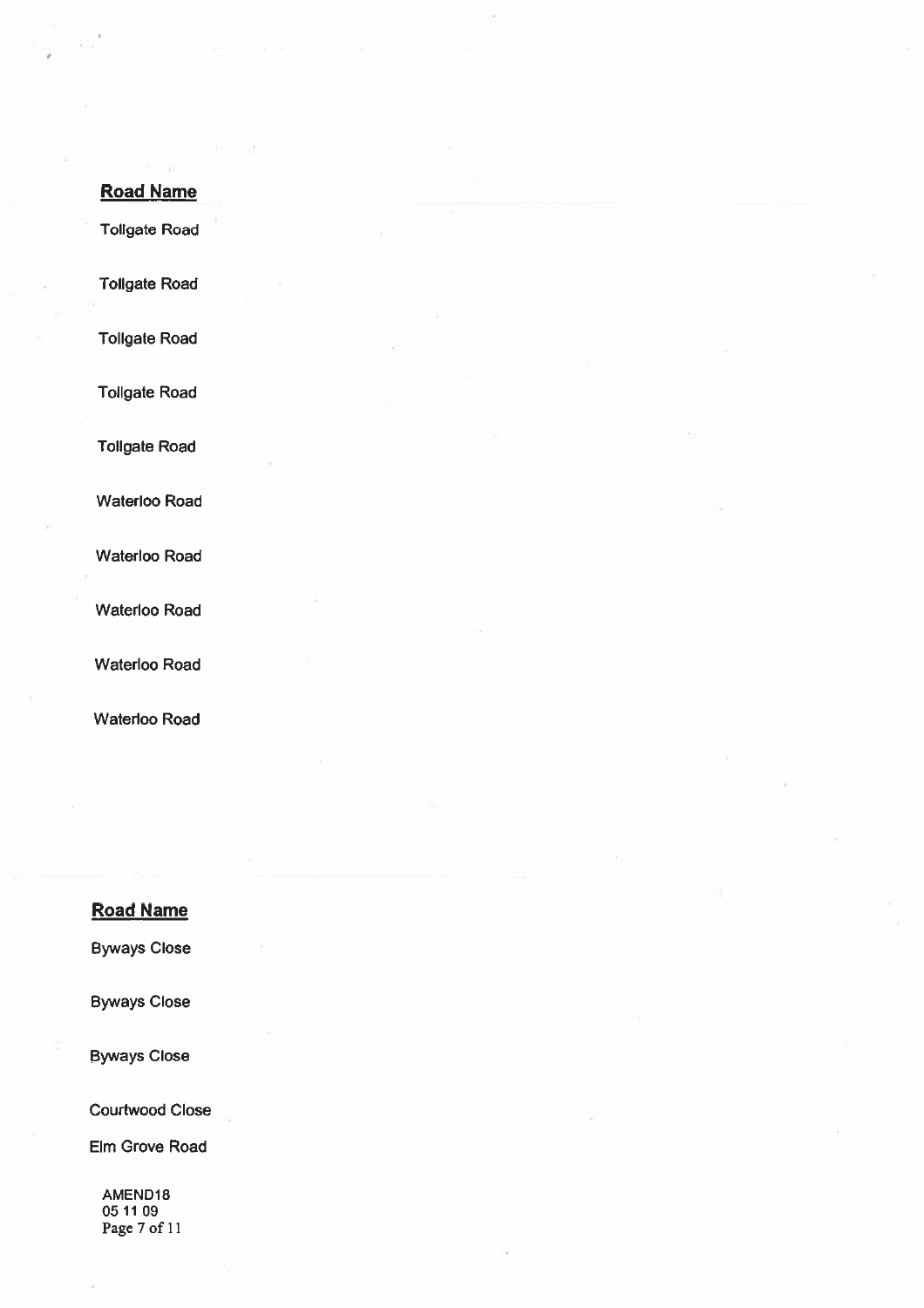**Road Name**

Tollgate Road

Tollgate Road

Tollgate Road

Tollgate Road

Tollgate Road

Waterloo Road

Waterloo Road

Waterloo Road

Waterloo Road

Waterloo Road

**Road Name**

Byways Close

Byways Close

Byways Close

Courtwood Close

Elm Grove Road

AMEND18
05 11 09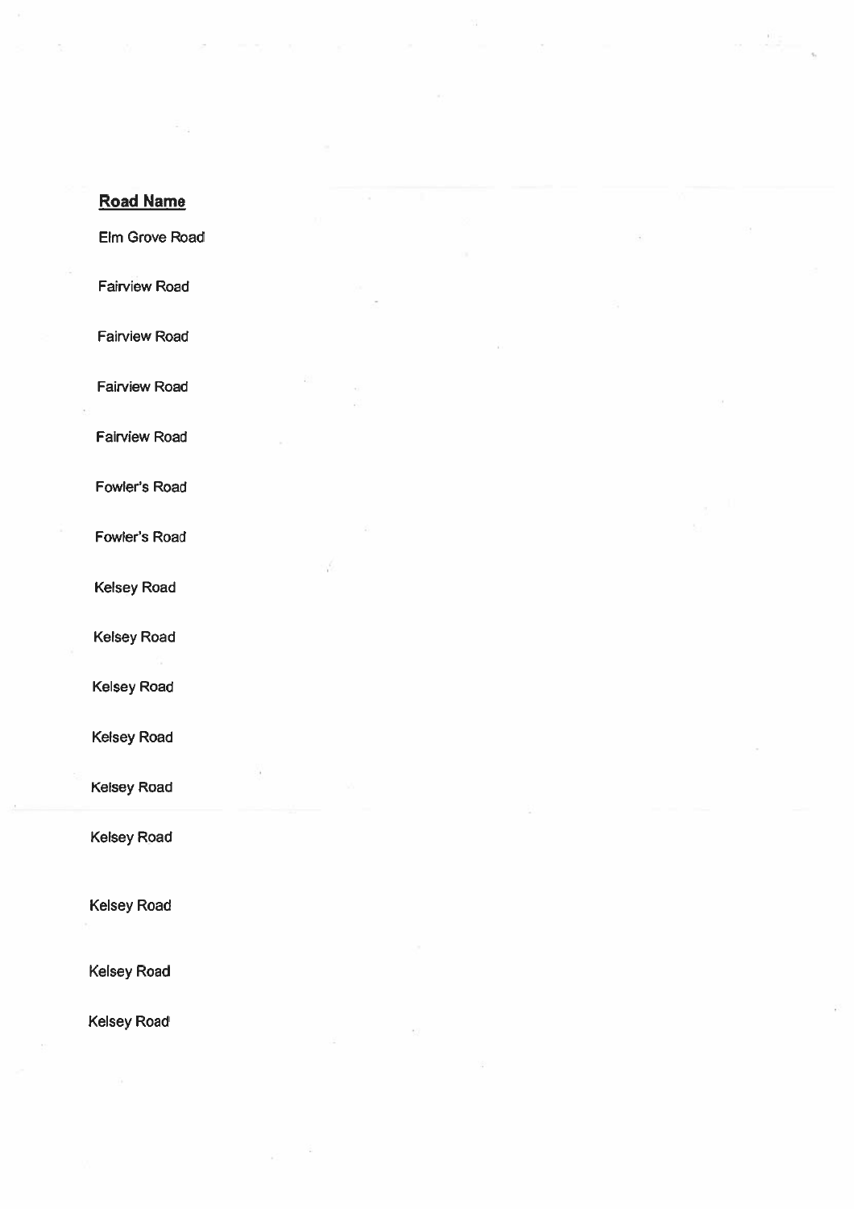**Road Name**

Elm Grove Road

Fairview Road

Fairview Road

Fairview Road

Fairview Road

Fowler's Road

Fowler's Road

Kelsey Road

Kelsey Road

Kelsey Road

Kelsey Road

Kelsey Road

Kelsey Road

Kelsey Road

Kelsey Road

Kelsey Road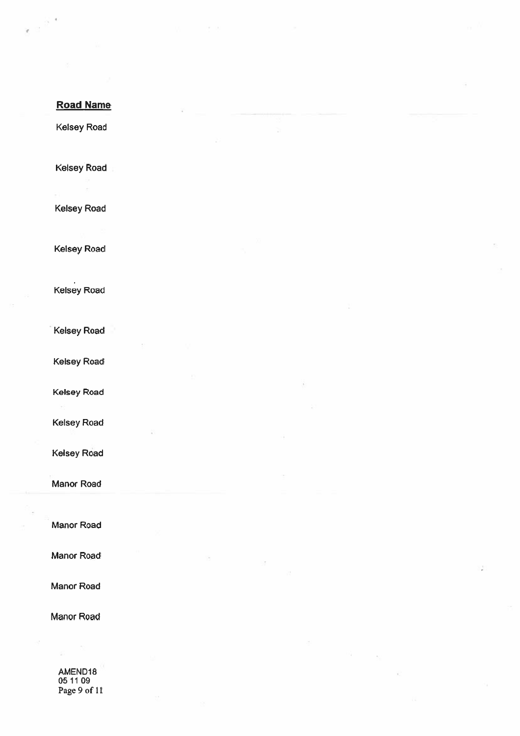**Road Name**

Kelsey Road

Kelsey Road

Kelsey Road

Kelsey Road

Kelsey Road

Kelsey Road

Kelsey Road

Kelsey Road

Kelsey Road

Kelsey Road

Manor Road

Manor Road

Manor Road

Manor Road

Manor Road

AMEND18
05 11 09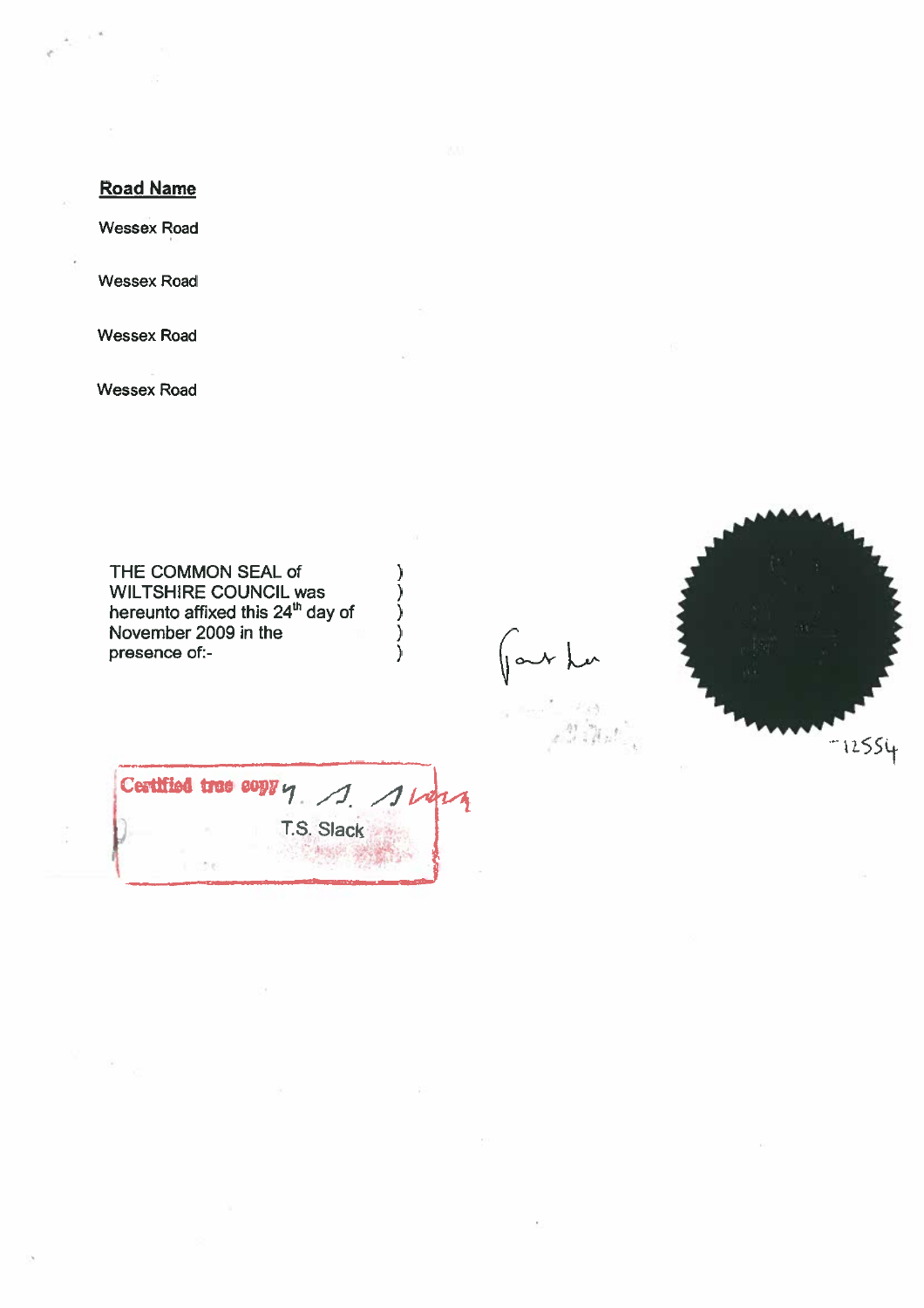**Road Name**

Wessex Road

Wessex Road

Wessex Road

Wessex Road

THE COMMON SEAL of WILTSHIRE COUNCIL was hereunto affixed this 24th day of November 2009 in the presence of:- )

12554

Certified true copy

T.S. Slack